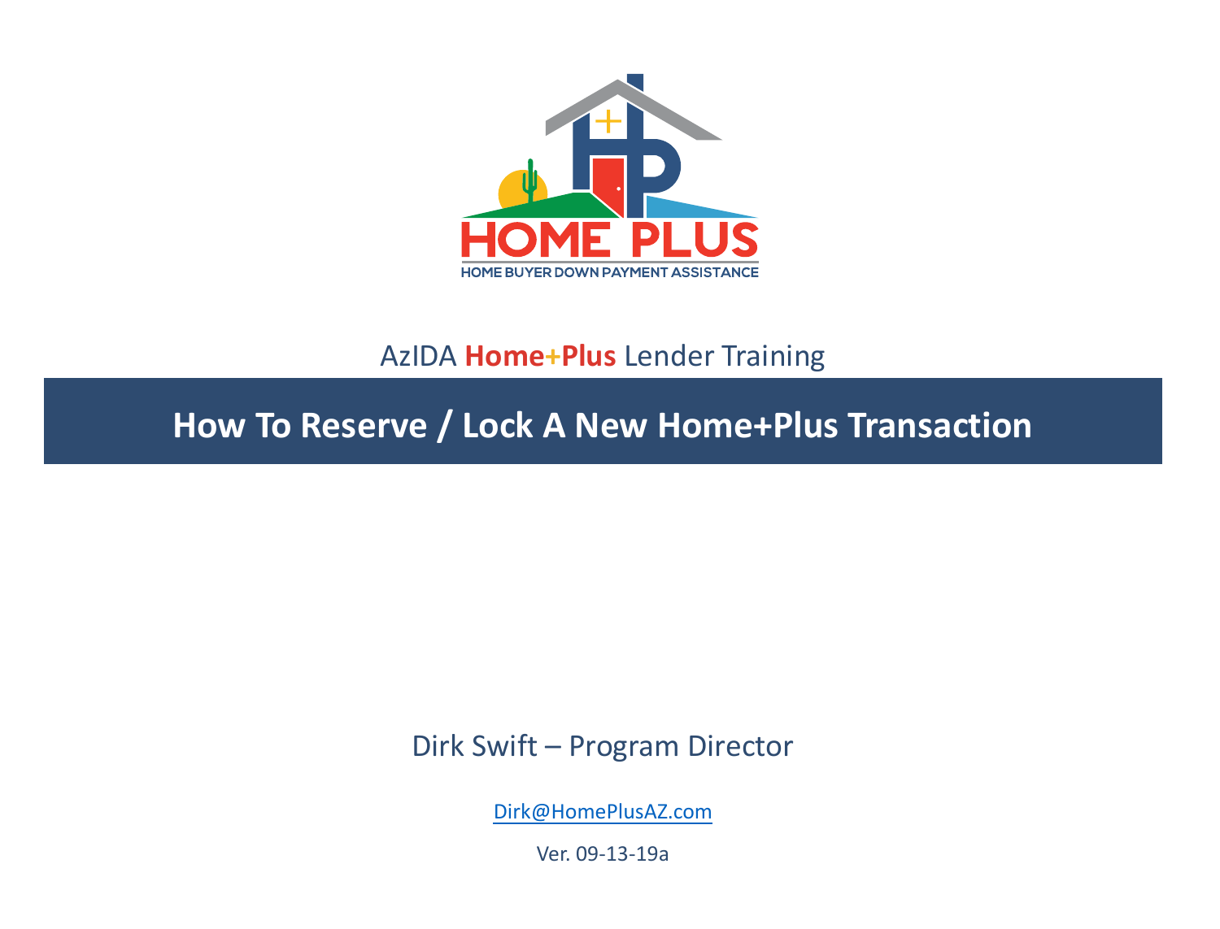HOME PLUS

HOME BUYER DOWN PAYMENT ASSISTANCE

AzIDA **Home+Plus** Lender Training

# How To Reserve / Lock A New Home+Plus Transaction

Dirk Swift – Program Director

Dirk@HomePlusAZ.com

Ver. 09-13-19a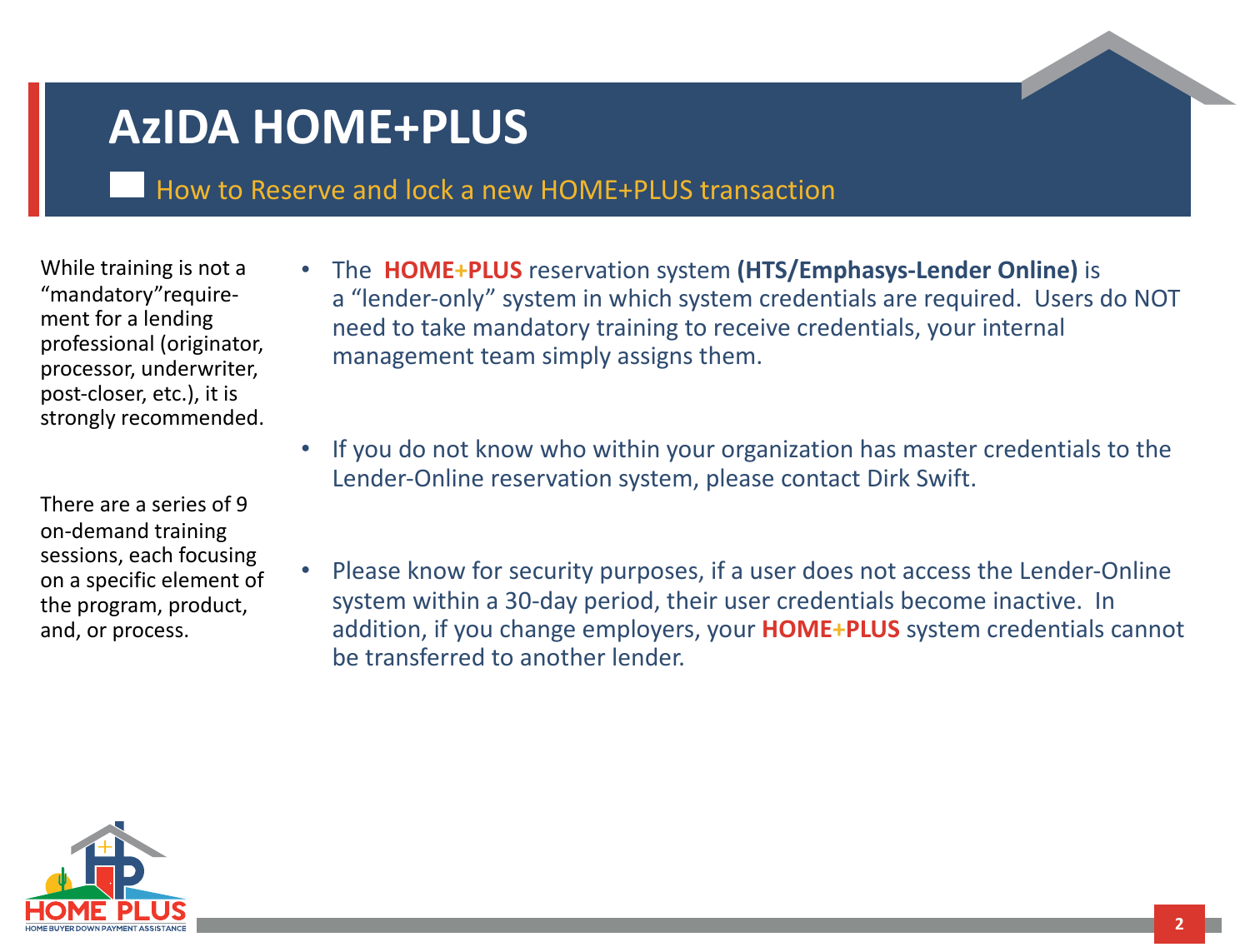# AzIDA HOME+PLUS

## How to Reserve and lock a new HOME+PLUS transaction

While training is not a "mandatory"requirement for a lending professional (originator, processor, underwriter, post-closer, etc.), it is strongly recommended.

There are a series of 9 on-demand training sessions, each focusing on a specific element of the program, product, and, or process.

- The **HOME+PLUS** reservation system **(HTS/Emphasys-Lender Online)** is a "lender-only" system in which system credentials are required. Users do NOT need to take mandatory training to receive credentials, your internal management team simply assigns them.

- If you do not know who within your organization has master credentials to the Lender-Online reservation system, please contact Dirk Swift.

- Please know for security purposes, if a user does not access the Lender-Online system within a 30-day period, their user credentials become inactive. In addition, if you change employers, your **HOME+PLUS** system credentials cannot be transferred to another lender.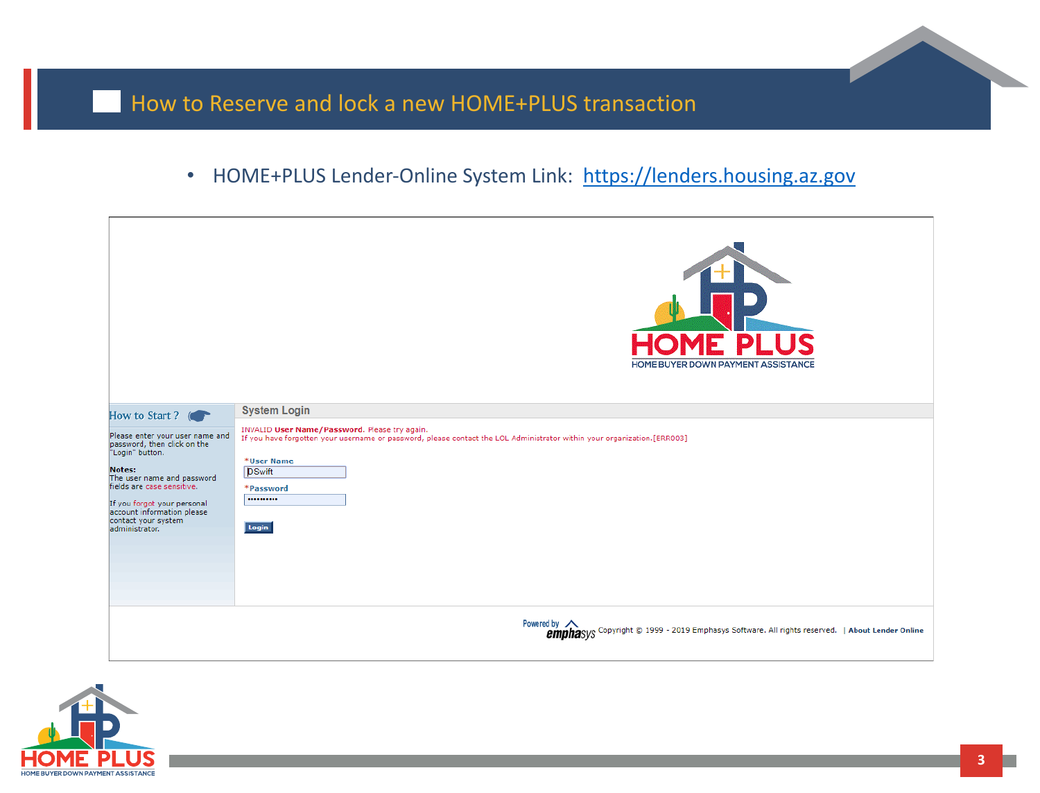# How to Reserve and lock a new HOME+PLUS transaction

- HOME+PLUS Lender-Online System Link: [https://lenders.housing.az.gov](https://lenders.housing.az.gov)

HOME PLUS
HOME BUYER DOWN PAYMENT ASSISTANCE

**How to Start ?**

Please enter your user name and password, then click on the "Login" button.

**Notes:**
The user name and password fields are case sensitive.

If you forgot your personal account information please contact your system administrator.

**System Login**

INVALID **User Name/Password**. Please try again.
If you have forgotten your username or password, please contact the LOL Administrator within your organization.[ERR003]

*User Name
DSwift

*Password
••••••••••

Login

Powered by emphasys Copyright © 1999 - 2019 Emphasys Software. All rights reserved. | About Lender Online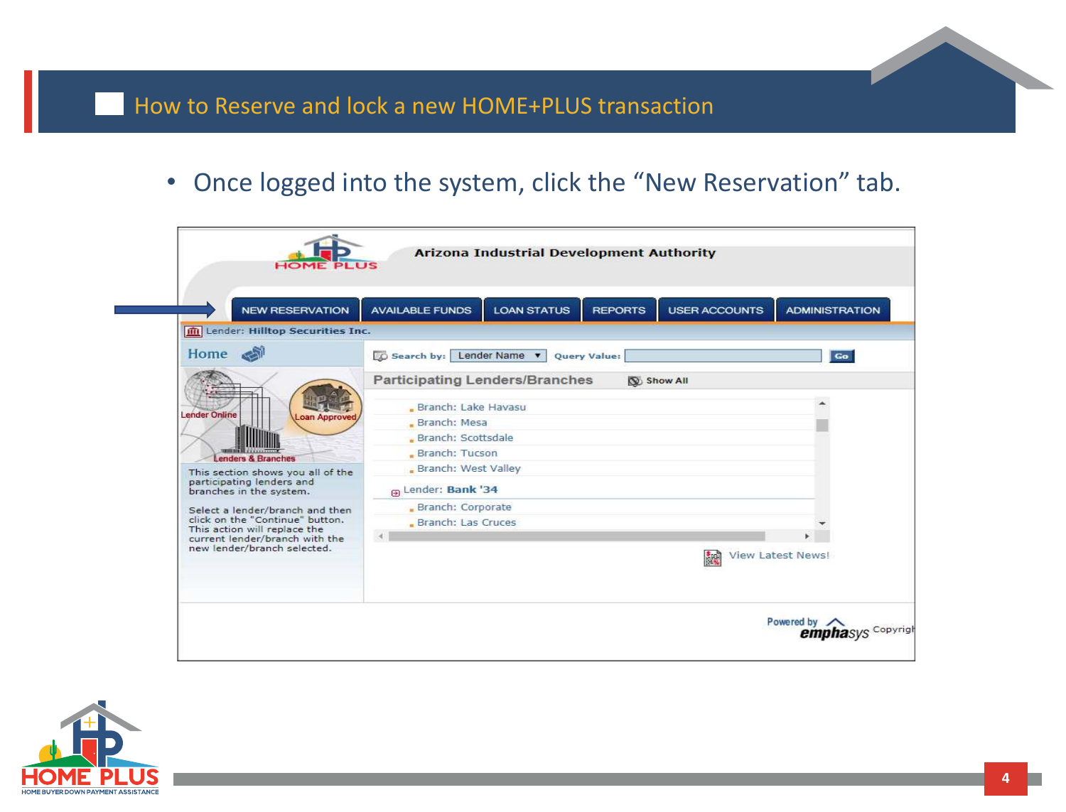## How to Reserve and lock a new HOME+PLUS transaction

- Once logged into the system, click the "New Reservation" tab.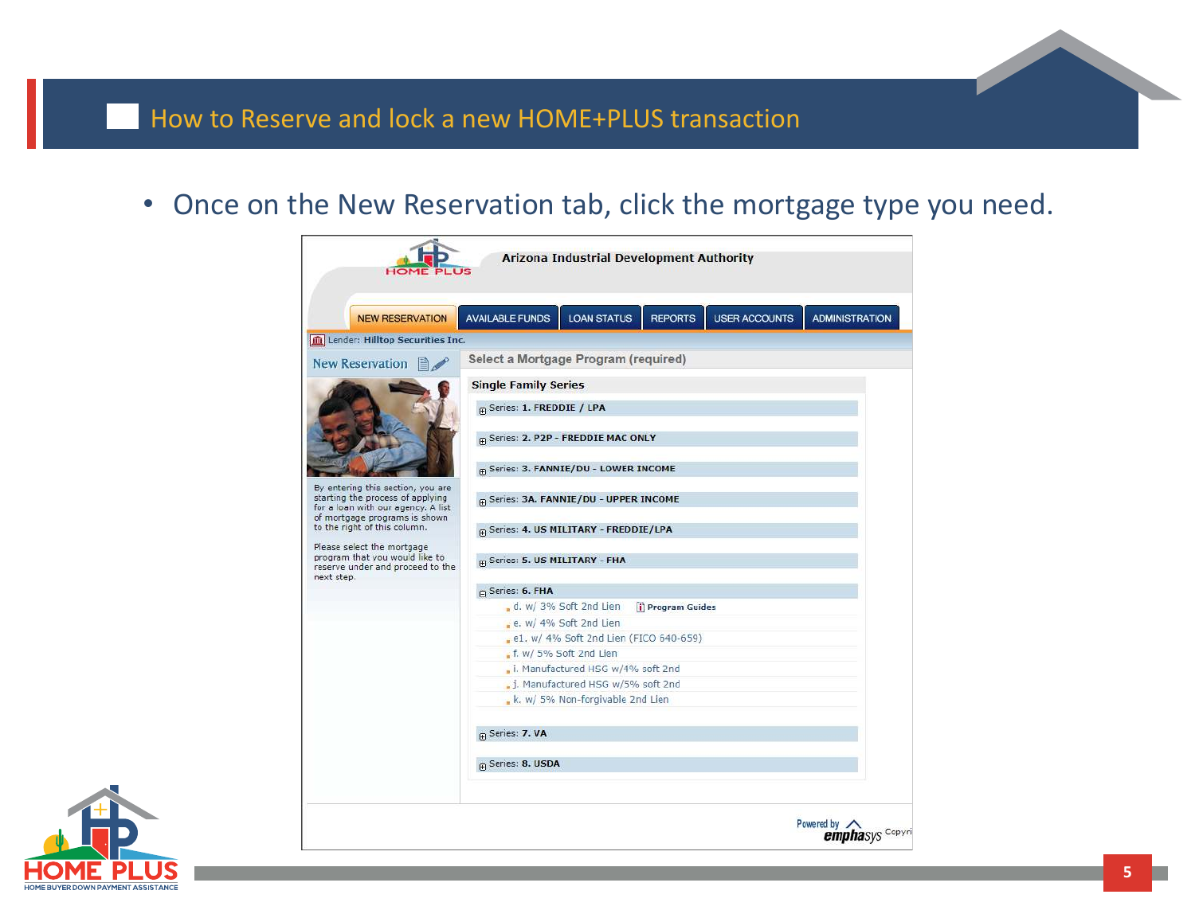# How to Reserve and lock a new HOME+PLUS transaction

- Once on the New Reservation tab, click the mortgage type you need.

Arizona Industrial Development Authority

NEW RESERVATION | AVAILABLE FUNDS | LOAN STATUS | REPORTS | USER ACCOUNTS | ADMINISTRATION

Lender: Hilltop Securities Inc.

**New Reservation**

By entering this section, you are starting the process of applying for a loan with our agency. A list of mortgage programs is shown to the right of this column.

Please select the mortgage program that you would like to reserve under and proceed to the next step.

**Select a Mortgage Program (required)**

**Single Family Series**

- Series: **1. FREDDIE / LPA**
- Series: **2. P2P - FREDDIE MAC ONLY**
- Series: **3. FANNIE/DU - LOWER INCOME**
- Series: **3A. FANNIE/DU - UPPER INCOME**
- Series: **4. US MILITARY - FREDDIE/LPA**
- Series: **5. US MILITARY - FHA**
- Series: **6. FHA**
  - d. w/ 3% Soft 2nd Lien — **Program Guides**
  - e. w/ 4% Soft 2nd Lien
  - e1. w/ 4% Soft 2nd Lien (FICO 640-659)
  - f. w/ 5% Soft 2nd Lien
  - i. Manufactured HSG w/4% soft 2nd
  - j. Manufactured HSG w/5% soft 2nd
  - k. w/ 5% Non-forgivable 2nd Lien
- Series: **7. VA**
- Series: **8. USDA**

Powered by emphasys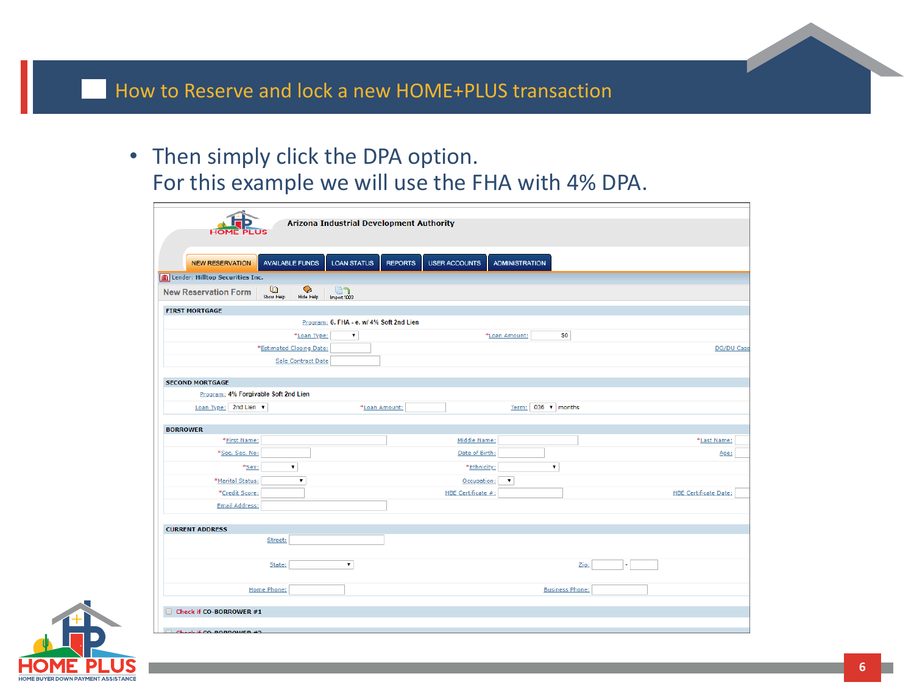## How to Reserve and lock a new HOME+PLUS transaction

- Then simply click the DPA option.
  For this example we will use the FHA with 4% DPA.

Arizona Industrial Development Authority

NEW RESERVATION | AVAILABLE FUNDS | LOAN STATUS | REPORTS | USER ACCOUNTS | ADMINISTRATION

Lender: Hilltop Securities Inc.

New Reservation Form — Show Help | Hide Help | Import 1003

**FIRST MORTGAGE**

Program: 6. FHA - e. w/ 4% Soft 2nd Lien

*Loan Type: | *Loan Amount: $0

*Estimated Closing Date: | DO/DU Case

Sale Contract Date

**SECOND MORTGAGE**

Program: 4% Forgivable Soft 2nd Lien

Loan Type: 2nd Lien | *Loan Amount: | Term: 036 months

**BORROWER**

*First Name: | Middle Name: | *Last Name:

*Soc. Sec. No: | Date of Birth: | Age:

*Sex: | *Ethnicity:

*Marital Status: | Occupation:

*Credit Score: | HBE Certificate #: | HBE Certificate Date:

Email Address:

**CURRENT ADDRESS**

Street:

State: | Zip: -

Home Phone: | Business Phone:

Check if CO-BORROWER #1

Check if CO-BORROWER #2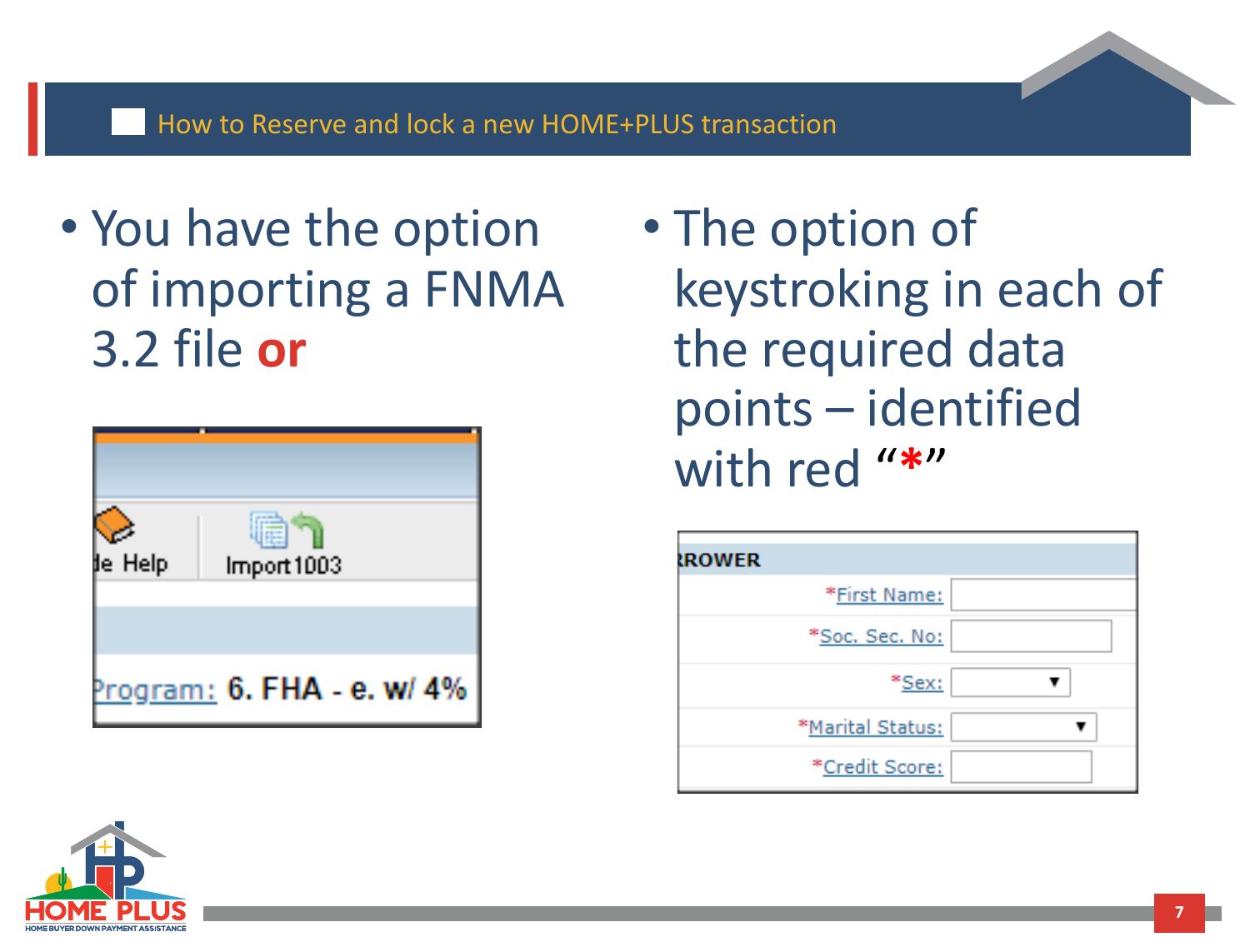## How to Reserve and lock a new HOME+PLUS transaction

- You have the option of importing a FNMA 3.2 file **or**

- The option of keystroking in each of the required data points – identified with red "**\***"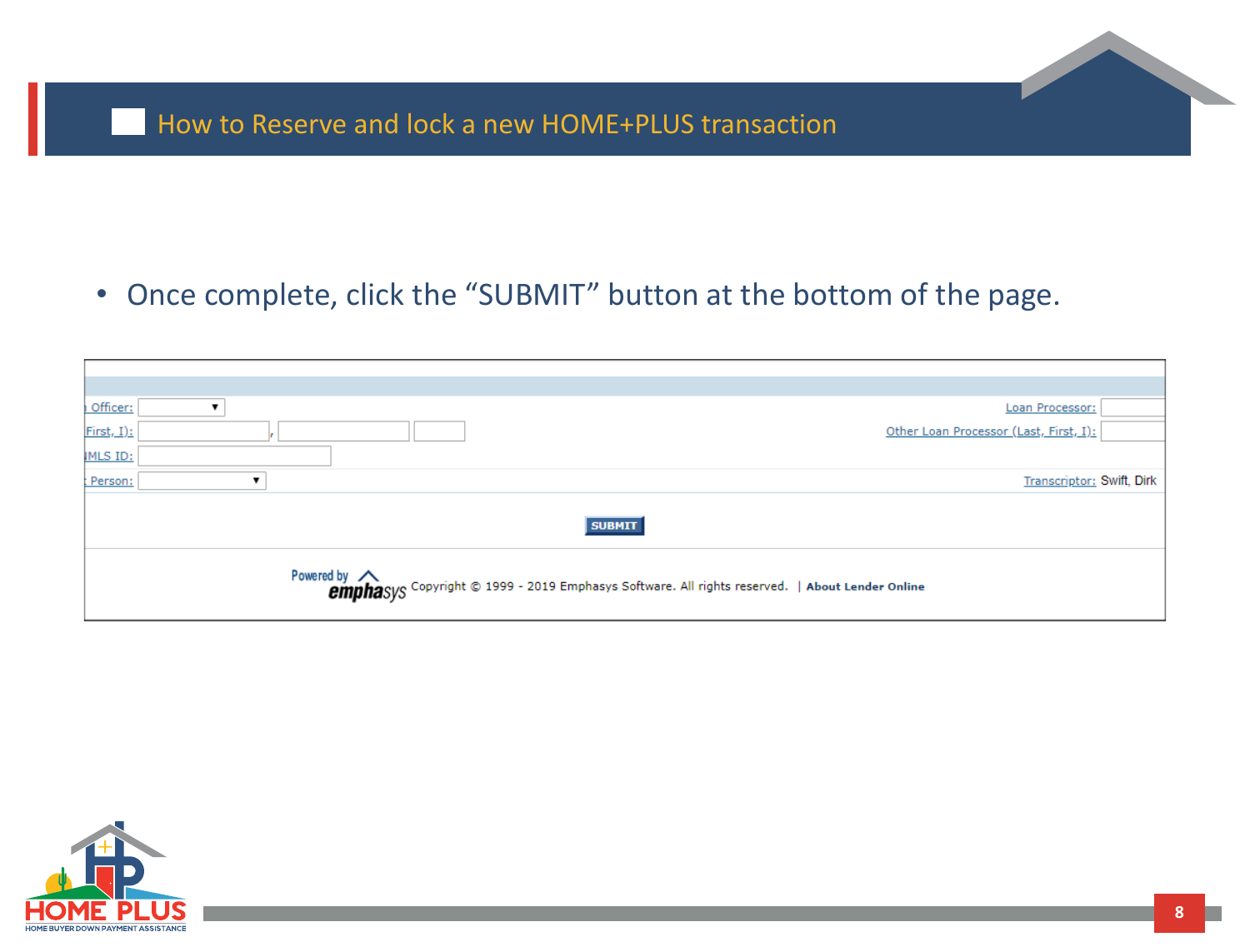# How to Reserve and lock a new HOME+PLUS transaction

- Once complete, click the "SUBMIT" button at the bottom of the page.

Officer:

First, I):

MLS ID:

Person:

Loan Processor:

Other Loan Processor (Last, First, I):

Transcriptor: Swift, Dirk

SUBMIT

Powered by emphasys Copyright © 1999 - 2019 Emphasys Software. All rights reserved. | About Lender Online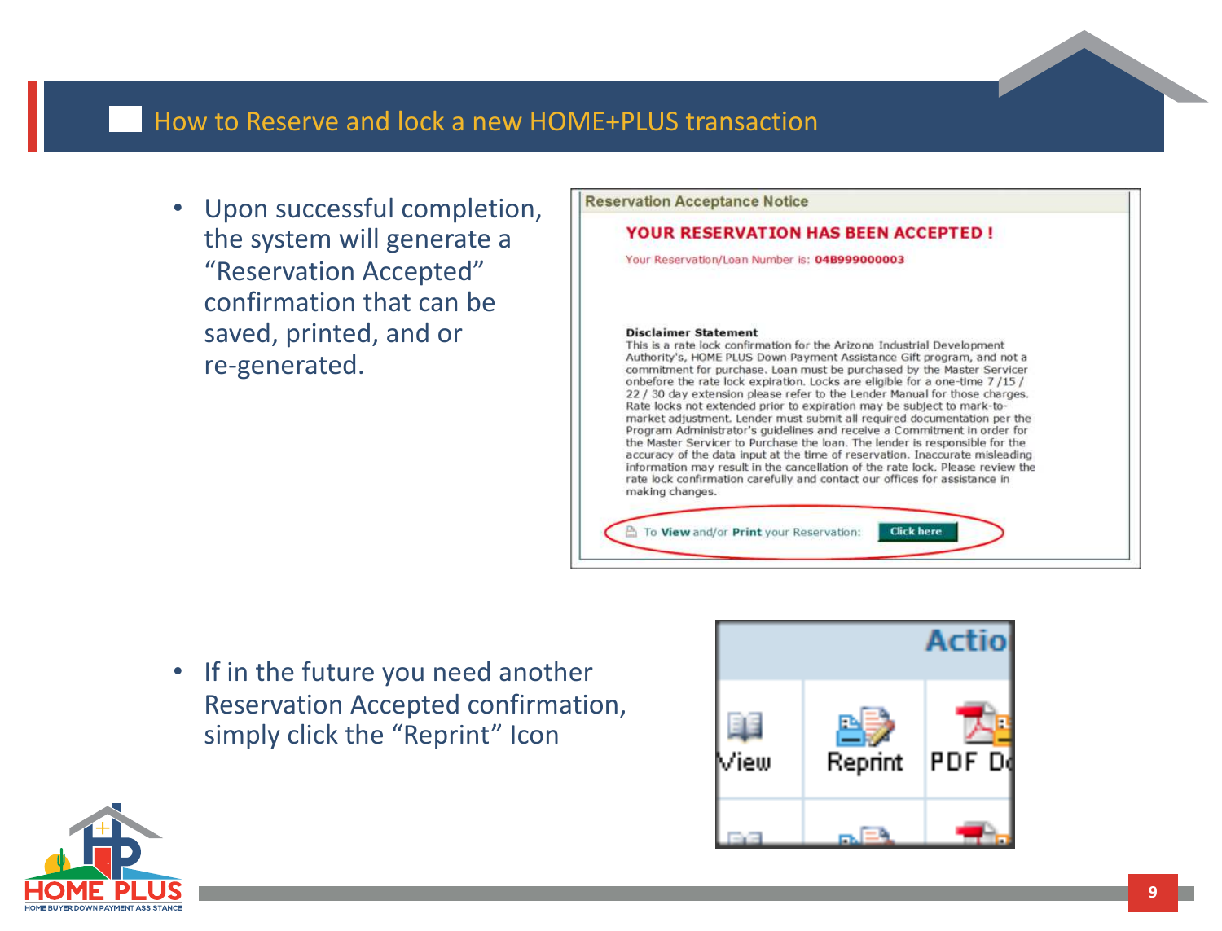## How to Reserve and lock a new HOME+PLUS transaction

- Upon successful completion, the system will generate a "Reservation Accepted" confirmation that can be saved, printed, and or re-generated.

**Reservation Acceptance Notice**

**YOUR RESERVATION HAS BEEN ACCEPTED !**

Your Reservation/Loan Number is: **04B999000003**

**Disclaimer Statement**
This is a rate lock confirmation for the Arizona Industrial Development Authority's, HOME PLUS Down Payment Assistance Gift program, and not a commitment for purchase. Loan must be purchased by the Master Servicer onbefore the rate lock expiration. Locks are eligible for a one-time 7 /15 / 22 / 30 day extension please refer to the Lender Manual for those charges. Rate locks not extended prior to expiration may be subject to mark-to-market adjustment. Lender must submit all required documentation per the Program Administrator's guidelines and receive a Commitment in order for the Master Servicer to Purchase the loan. The lender is responsible for the accuracy of the data input at the time of reservation. Inaccurate misleading information may result in the cancellation of the rate lock. Please review the rate lock confirmation carefully and contact our offices for assistance in making changes.

To **View** and/or **Print** your Reservation: Click here

- If in the future you need another Reservation Accepted confirmation, simply click the "Reprint" Icon

| Actio | | |
|---|---|---|
| View | Reprint | PDF D |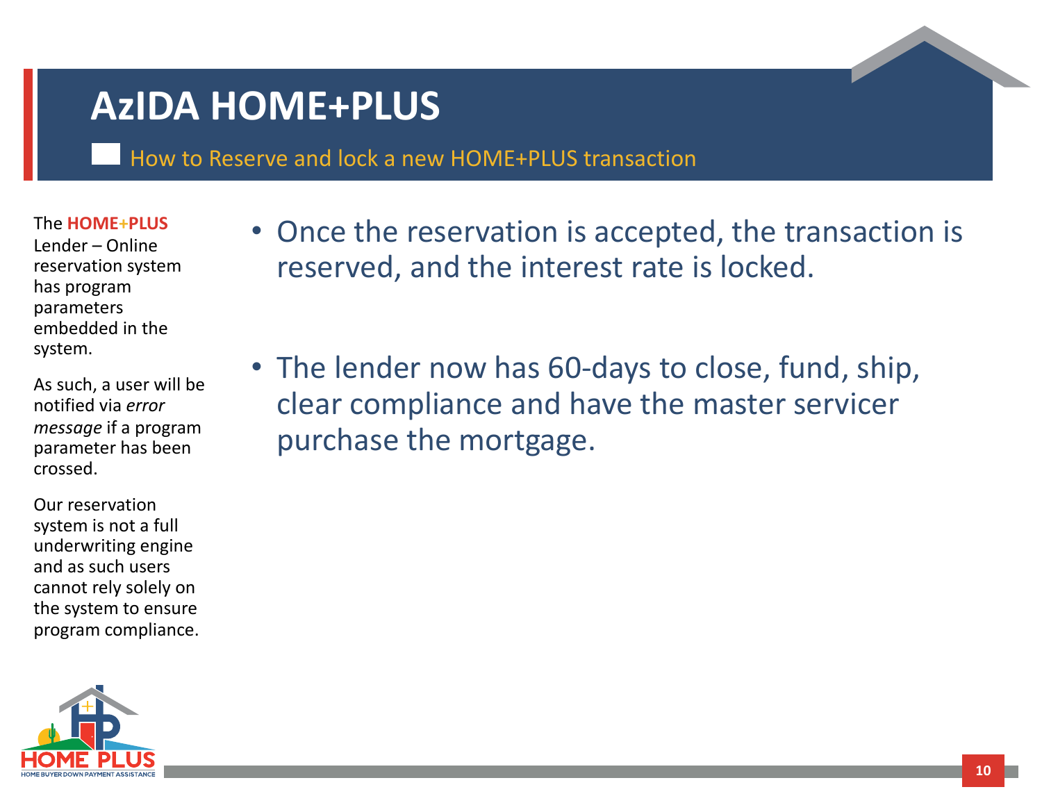# AzIDA HOME+PLUS

## How to Reserve and lock a new HOME+PLUS transaction

The **HOME+PLUS** Lender – Online reservation system has program parameters embedded in the system.

As such, a user will be notified via *error message* if a program parameter has been crossed.

Our reservation system is not a full underwriting engine and as such users cannot rely solely on the system to ensure program compliance.

- Once the reservation is accepted, the transaction is reserved, and the interest rate is locked.
- The lender now has 60-days to close, fund, ship, clear compliance and have the master servicer purchase the mortgage.

HOME PLUS
HOME BUYER DOWN PAYMENT ASSISTANCE